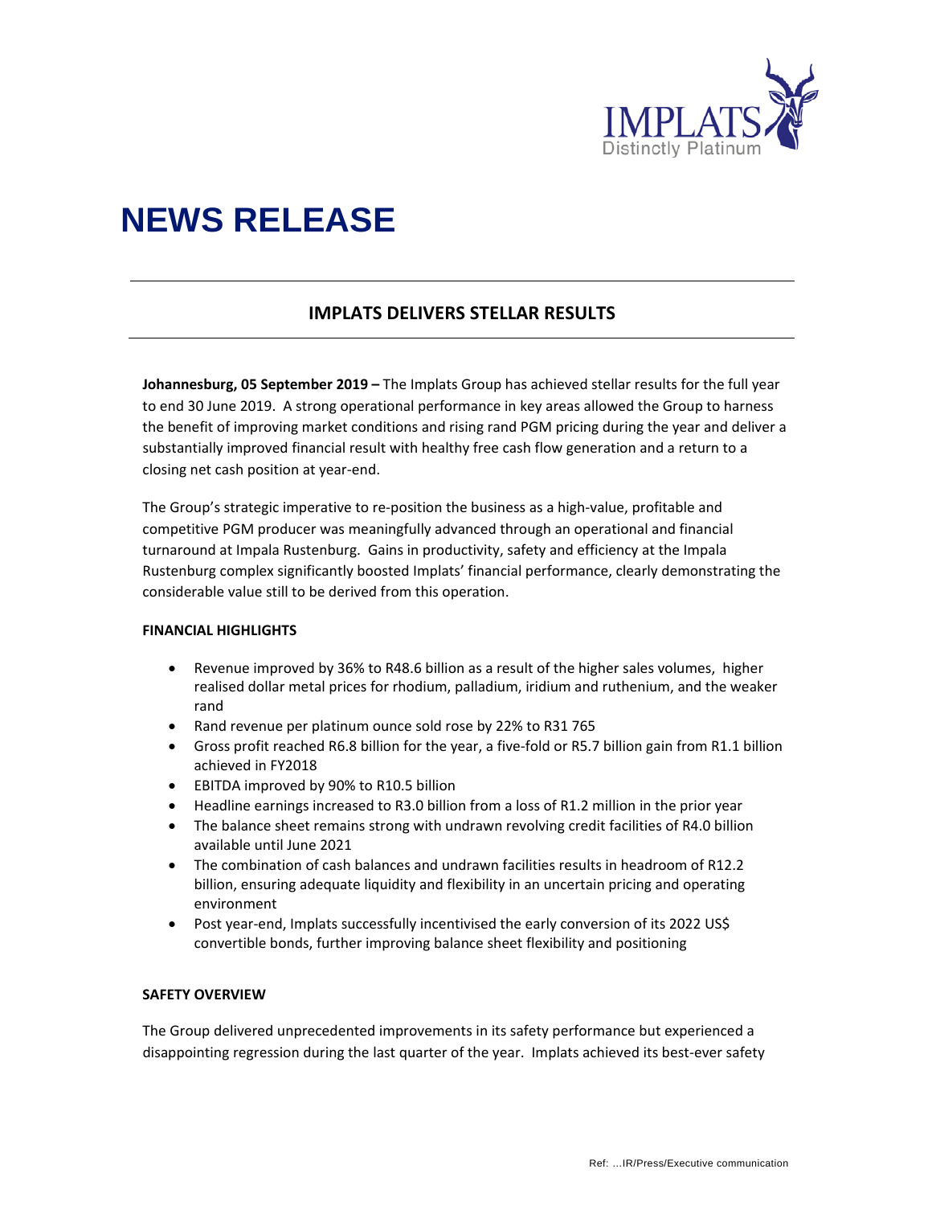# NEWS RELEASE

## IMPLATS DELIVERS STELLAR RESULTS

**Johannesburg, 05 September 2019 –** The Implats Group has achieved stellar results for the full year to end 30 June 2019. A strong operational performance in key areas allowed the Group to harness the benefit of improving market conditions and rising rand PGM pricing during the year and deliver a substantially improved financial result with healthy free cash flow generation and a return to a closing net cash position at year-end.

The Group's strategic imperative to re-position the business as a high-value, profitable and competitive PGM producer was meaningfully advanced through an operational and financial turnaround at Impala Rustenburg. Gains in productivity, safety and efficiency at the Impala Rustenburg complex significantly boosted Implats' financial performance, clearly demonstrating the considerable value still to be derived from this operation.

**FINANCIAL HIGHLIGHTS**

- Revenue improved by 36% to R48.6 billion as a result of the higher sales volumes, higher realised dollar metal prices for rhodium, palladium, iridium and ruthenium, and the weaker rand
- Rand revenue per platinum ounce sold rose by 22% to R31 765
- Gross profit reached R6.8 billion for the year, a five-fold or R5.7 billion gain from R1.1 billion achieved in FY2018
- EBITDA improved by 90% to R10.5 billion
- Headline earnings increased to R3.0 billion from a loss of R1.2 million in the prior year
- The balance sheet remains strong with undrawn revolving credit facilities of R4.0 billion available until June 2021
- The combination of cash balances and undrawn facilities results in headroom of R12.2 billion, ensuring adequate liquidity and flexibility in an uncertain pricing and operating environment
- Post year-end, Implats successfully incentivised the early conversion of its 2022 US$ convertible bonds, further improving balance sheet flexibility and positioning

**SAFETY OVERVIEW**

The Group delivered unprecedented improvements in its safety performance but experienced a disappointing regression during the last quarter of the year. Implats achieved its best-ever safety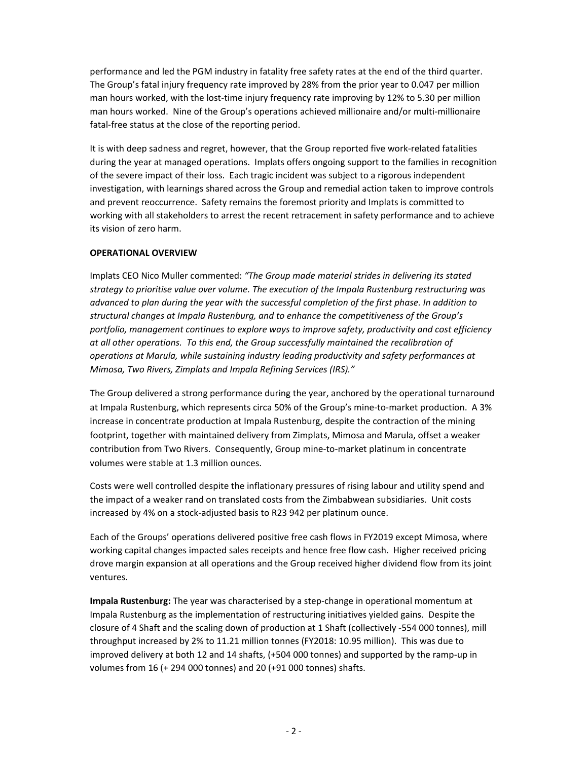performance and led the PGM industry in fatality free safety rates at the end of the third quarter. The Group's fatal injury frequency rate improved by 28% from the prior year to 0.047 per million man hours worked, with the lost-time injury frequency rate improving by 12% to 5.30 per million man hours worked. Nine of the Group's operations achieved millionaire and/or multi-millionaire fatal-free status at the close of the reporting period.

It is with deep sadness and regret, however, that the Group reported five work-related fatalities during the year at managed operations. Implats offers ongoing support to the families in recognition of the severe impact of their loss. Each tragic incident was subject to a rigorous independent investigation, with learnings shared across the Group and remedial action taken to improve controls and prevent reoccurrence. Safety remains the foremost priority and Implats is committed to working with all stakeholders to arrest the recent retracement in safety performance and to achieve its vision of zero harm.

**OPERATIONAL OVERVIEW**

Implats CEO Nico Muller commented: *"The Group made material strides in delivering its stated strategy to prioritise value over volume. The execution of the Impala Rustenburg restructuring was advanced to plan during the year with the successful completion of the first phase. In addition to structural changes at Impala Rustenburg, and to enhance the competitiveness of the Group's portfolio, management continues to explore ways to improve safety, productivity and cost efficiency at all other operations. To this end, the Group successfully maintained the recalibration of operations at Marula, while sustaining industry leading productivity and safety performances at Mimosa, Two Rivers, Zimplats and Impala Refining Services (IRS)."*

The Group delivered a strong performance during the year, anchored by the operational turnaround at Impala Rustenburg, which represents circa 50% of the Group's mine-to-market production. A 3% increase in concentrate production at Impala Rustenburg, despite the contraction of the mining footprint, together with maintained delivery from Zimplats, Mimosa and Marula, offset a weaker contribution from Two Rivers. Consequently, Group mine-to-market platinum in concentrate volumes were stable at 1.3 million ounces.

Costs were well controlled despite the inflationary pressures of rising labour and utility spend and the impact of a weaker rand on translated costs from the Zimbabwean subsidiaries. Unit costs increased by 4% on a stock-adjusted basis to R23 942 per platinum ounce.

Each of the Groups' operations delivered positive free cash flows in FY2019 except Mimosa, where working capital changes impacted sales receipts and hence free flow cash. Higher received pricing drove margin expansion at all operations and the Group received higher dividend flow from its joint ventures.

**Impala Rustenburg:** The year was characterised by a step-change in operational momentum at Impala Rustenburg as the implementation of restructuring initiatives yielded gains. Despite the closure of 4 Shaft and the scaling down of production at 1 Shaft (collectively -554 000 tonnes), mill throughput increased by 2% to 11.21 million tonnes (FY2018: 10.95 million). This was due to improved delivery at both 12 and 14 shafts, (+504 000 tonnes) and supported by the ramp-up in volumes from 16 (+ 294 000 tonnes) and 20 (+91 000 tonnes) shafts.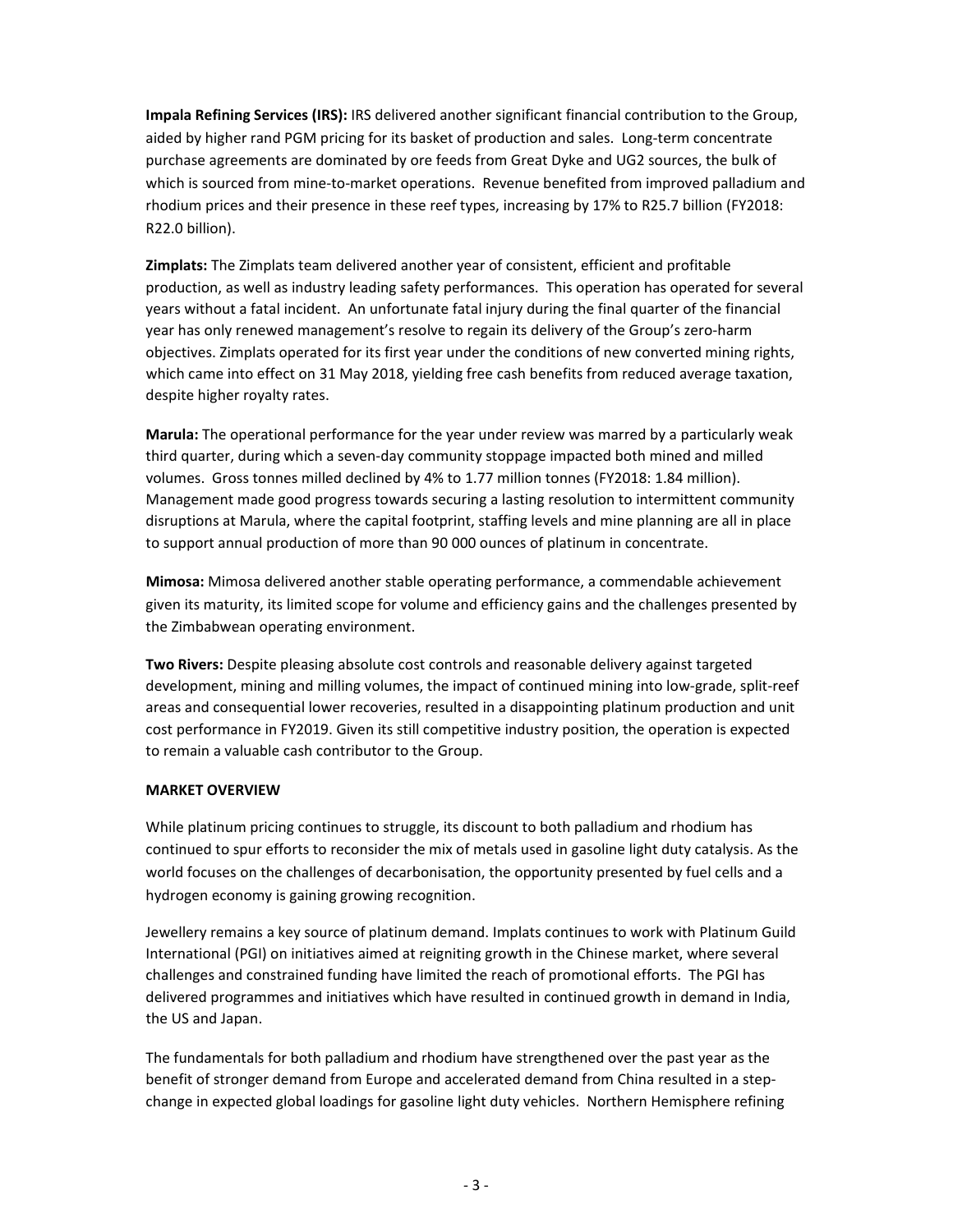**Impala Refining Services (IRS):** IRS delivered another significant financial contribution to the Group, aided by higher rand PGM pricing for its basket of production and sales. Long-term concentrate purchase agreements are dominated by ore feeds from Great Dyke and UG2 sources, the bulk of which is sourced from mine-to-market operations. Revenue benefited from improved palladium and rhodium prices and their presence in these reef types, increasing by 17% to R25.7 billion (FY2018: R22.0 billion).

**Zimplats:** The Zimplats team delivered another year of consistent, efficient and profitable production, as well as industry leading safety performances. This operation has operated for several years without a fatal incident. An unfortunate fatal injury during the final quarter of the financial year has only renewed management's resolve to regain its delivery of the Group's zero-harm objectives. Zimplats operated for its first year under the conditions of new converted mining rights, which came into effect on 31 May 2018, yielding free cash benefits from reduced average taxation, despite higher royalty rates.

**Marula:** The operational performance for the year under review was marred by a particularly weak third quarter, during which a seven-day community stoppage impacted both mined and milled volumes. Gross tonnes milled declined by 4% to 1.77 million tonnes (FY2018: 1.84 million). Management made good progress towards securing a lasting resolution to intermittent community disruptions at Marula, where the capital footprint, staffing levels and mine planning are all in place to support annual production of more than 90 000 ounces of platinum in concentrate.

**Mimosa:** Mimosa delivered another stable operating performance, a commendable achievement given its maturity, its limited scope for volume and efficiency gains and the challenges presented by the Zimbabwean operating environment.

**Two Rivers:** Despite pleasing absolute cost controls and reasonable delivery against targeted development, mining and milling volumes, the impact of continued mining into low-grade, split-reef areas and consequential lower recoveries, resulted in a disappointing platinum production and unit cost performance in FY2019. Given its still competitive industry position, the operation is expected to remain a valuable cash contributor to the Group.

**MARKET OVERVIEW**

While platinum pricing continues to struggle, its discount to both palladium and rhodium has continued to spur efforts to reconsider the mix of metals used in gasoline light duty catalysis. As the world focuses on the challenges of decarbonisation, the opportunity presented by fuel cells and a hydrogen economy is gaining growing recognition.

Jewellery remains a key source of platinum demand. Implats continues to work with Platinum Guild International (PGI) on initiatives aimed at reigniting growth in the Chinese market, where several challenges and constrained funding have limited the reach of promotional efforts. The PGI has delivered programmes and initiatives which have resulted in continued growth in demand in India, the US and Japan.

The fundamentals for both palladium and rhodium have strengthened over the past year as the benefit of stronger demand from Europe and accelerated demand from China resulted in a step-change in expected global loadings for gasoline light duty vehicles. Northern Hemisphere refining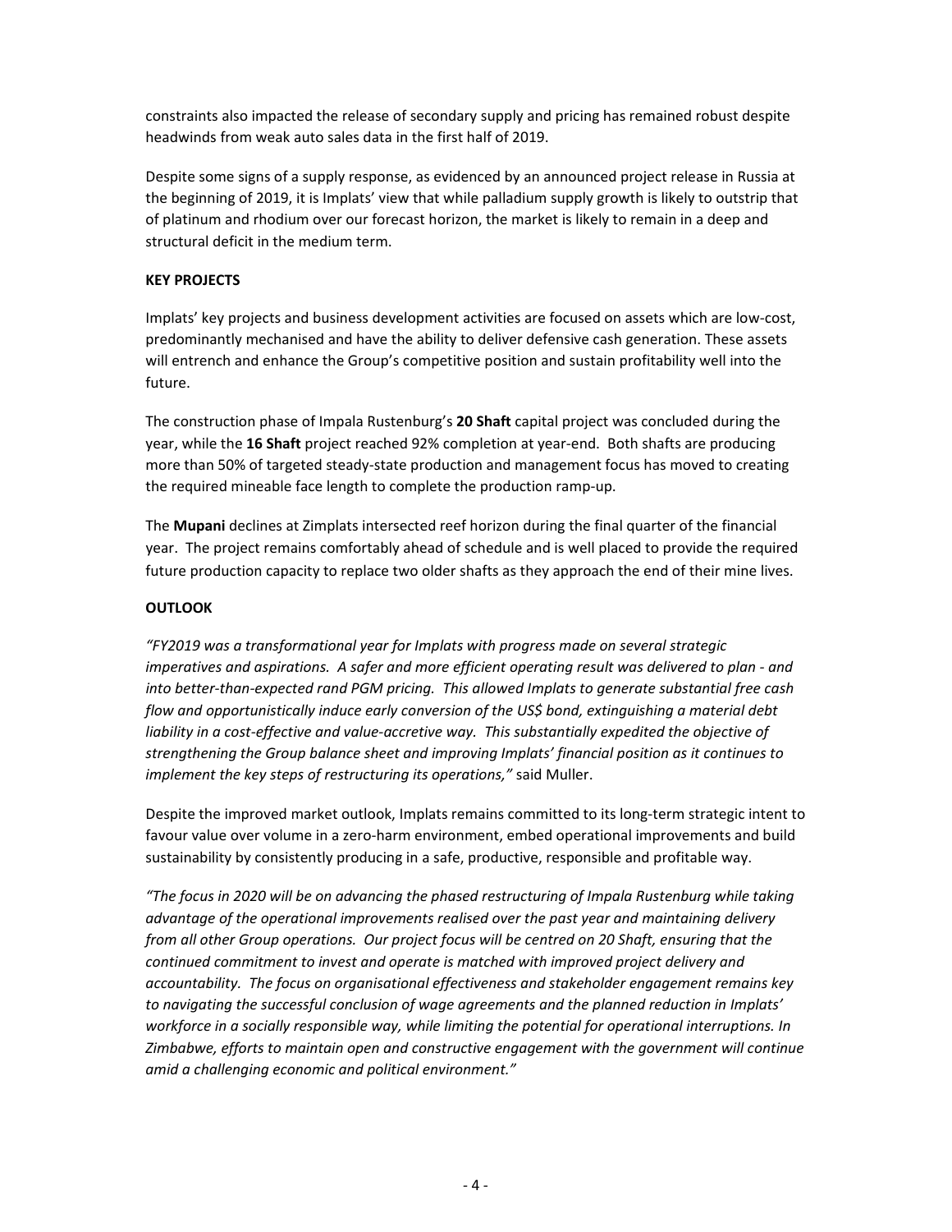constraints also impacted the release of secondary supply and pricing has remained robust despite headwinds from weak auto sales data in the first half of 2019.

Despite some signs of a supply response, as evidenced by an announced project release in Russia at the beginning of 2019, it is Implats' view that while palladium supply growth is likely to outstrip that of platinum and rhodium over our forecast horizon, the market is likely to remain in a deep and structural deficit in the medium term.

## KEY PROJECTS

Implats' key projects and business development activities are focused on assets which are low-cost, predominantly mechanised and have the ability to deliver defensive cash generation. These assets will entrench and enhance the Group's competitive position and sustain profitability well into the future.

The construction phase of Impala Rustenburg's **20 Shaft** capital project was concluded during the year, while the **16 Shaft** project reached 92% completion at year-end. Both shafts are producing more than 50% of targeted steady-state production and management focus has moved to creating the required mineable face length to complete the production ramp-up.

The **Mupani** declines at Zimplats intersected reef horizon during the final quarter of the financial year. The project remains comfortably ahead of schedule and is well placed to provide the required future production capacity to replace two older shafts as they approach the end of their mine lives.

## OUTLOOK

*"FY2019 was a transformational year for Implats with progress made on several strategic imperatives and aspirations. A safer and more efficient operating result was delivered to plan - and into better-than-expected rand PGM pricing. This allowed Implats to generate substantial free cash flow and opportunistically induce early conversion of the US$ bond, extinguishing a material debt liability in a cost-effective and value-accretive way. This substantially expedited the objective of strengthening the Group balance sheet and improving Implats' financial position as it continues to implement the key steps of restructuring its operations,"* said Muller.

Despite the improved market outlook, Implats remains committed to its long-term strategic intent to favour value over volume in a zero-harm environment, embed operational improvements and build sustainability by consistently producing in a safe, productive, responsible and profitable way.

*"The focus in 2020 will be on advancing the phased restructuring of Impala Rustenburg while taking advantage of the operational improvements realised over the past year and maintaining delivery from all other Group operations. Our project focus will be centred on 20 Shaft, ensuring that the continued commitment to invest and operate is matched with improved project delivery and accountability. The focus on organisational effectiveness and stakeholder engagement remains key to navigating the successful conclusion of wage agreements and the planned reduction in Implats' workforce in a socially responsible way, while limiting the potential for operational interruptions. In Zimbabwe, efforts to maintain open and constructive engagement with the government will continue amid a challenging economic and political environment."*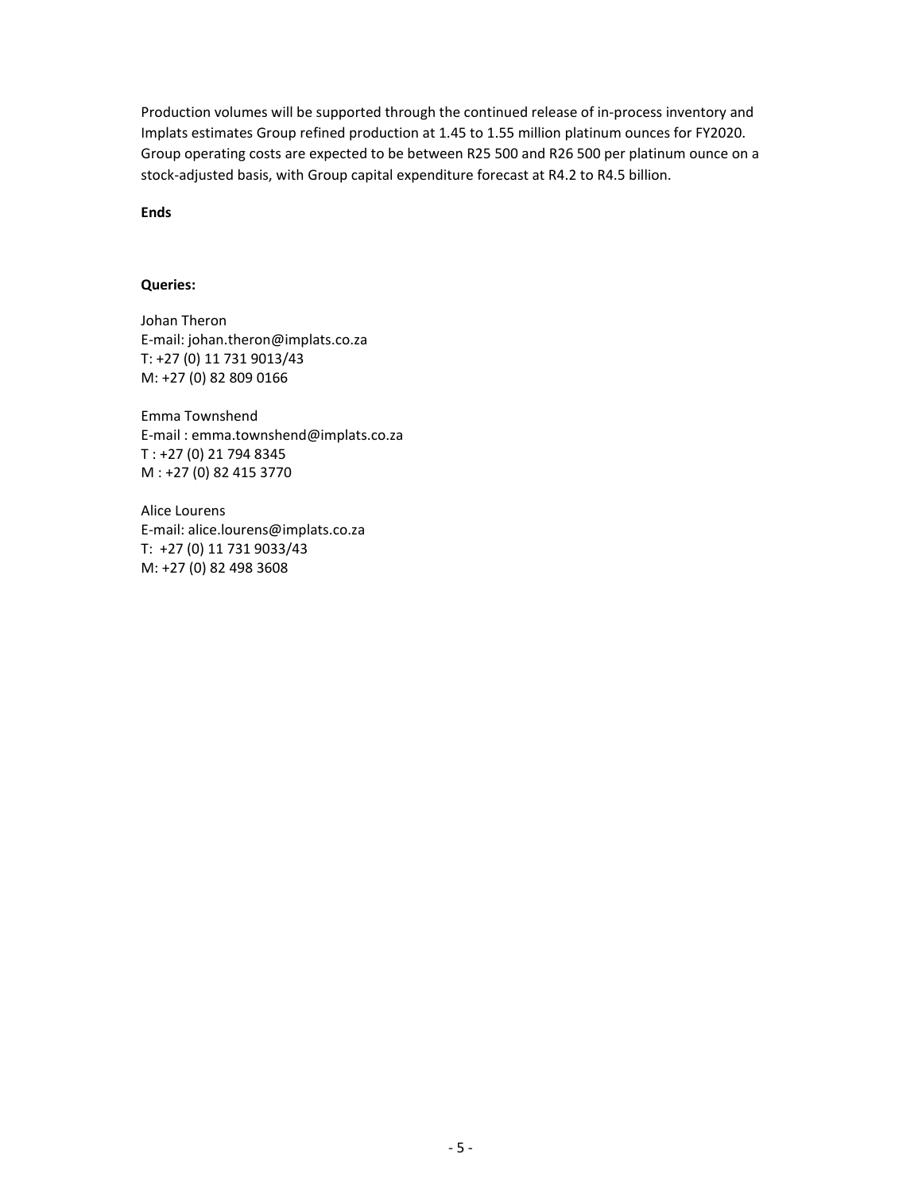Production volumes will be supported through the continued release of in-process inventory and Implats estimates Group refined production at 1.45 to 1.55 million platinum ounces for FY2020. Group operating costs are expected to be between R25 500 and R26 500 per platinum ounce on a stock-adjusted basis, with Group capital expenditure forecast at R4.2 to R4.5 billion.

**Ends**

**Queries:**

Johan Theron
E-mail: johan.theron@implats.co.za
T: +27 (0) 11 731 9013/43
M: +27 (0) 82 809 0166

Emma Townshend
E-mail : emma.townshend@implats.co.za
T : +27 (0) 21 794 8345
M : +27 (0) 82 415 3770

Alice Lourens
E-mail: alice.lourens@implats.co.za
T: +27 (0) 11 731 9033/43
M: +27 (0) 82 498 3608